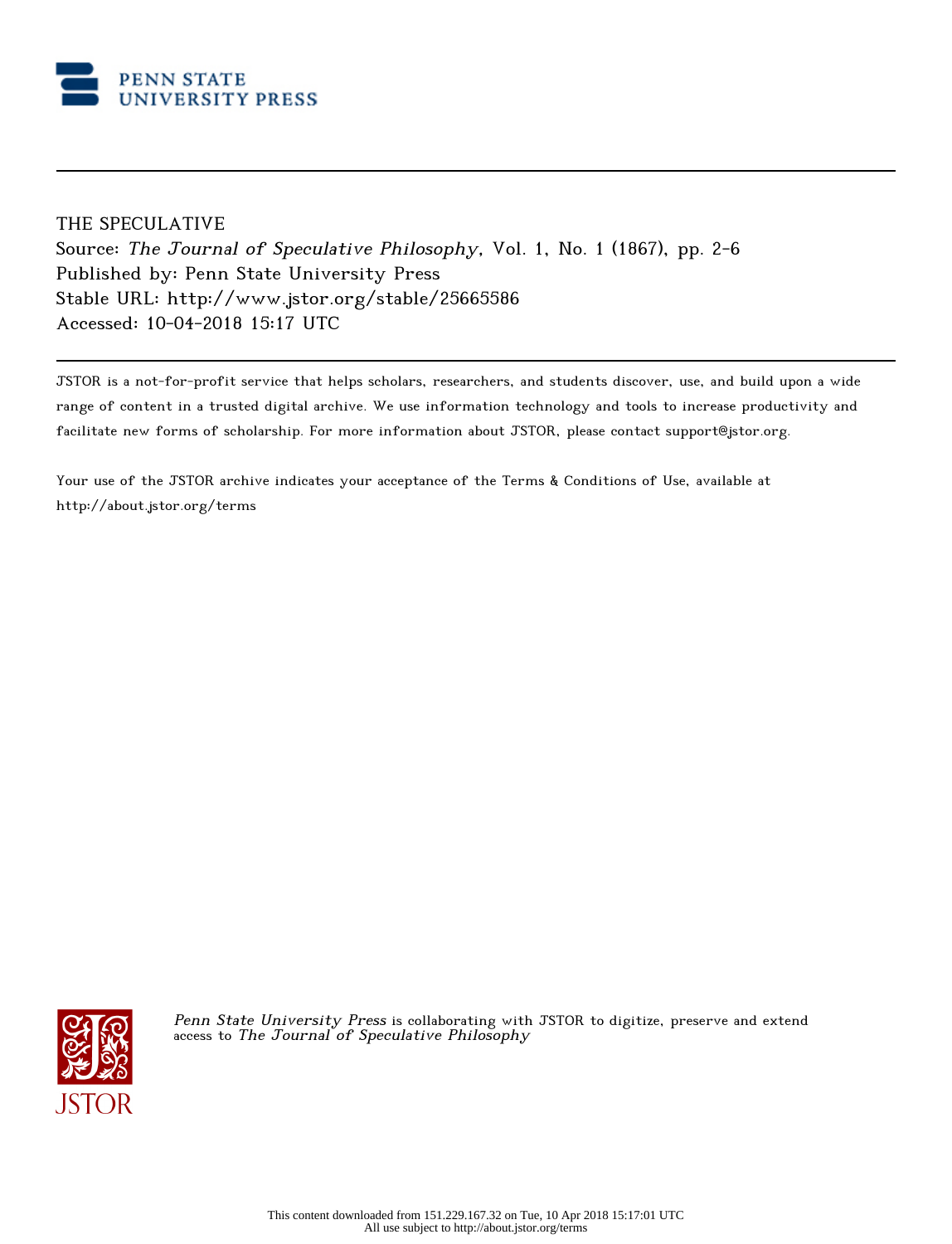PENN STATE
UNIVERSITY PRESS

THE SPECULATIVE
Source: *The Journal of Speculative Philosophy*, Vol. 1, No. 1 (1867), pp. 2-6
Published by: Penn State University Press
Stable URL: http://www.jstor.org/stable/25665586
Accessed: 10-04-2018 15:17 UTC

JSTOR is a not-for-profit service that helps scholars, researchers, and students discover, use, and build upon a wide range of content in a trusted digital archive. We use information technology and tools to increase productivity and facilitate new forms of scholarship. For more information about JSTOR, please contact support@jstor.org.

Your use of the JSTOR archive indicates your acceptance of the Terms & Conditions of Use, available at http://about.jstor.org/terms

*Penn State University Press* is collaborating with JSTOR to digitize, preserve and extend access to *The Journal of Speculative Philosophy*

This content downloaded from 151.229.167.32 on Tue, 10 Apr 2018 15:17:01 UTC
All use subject to http://about.jstor.org/terms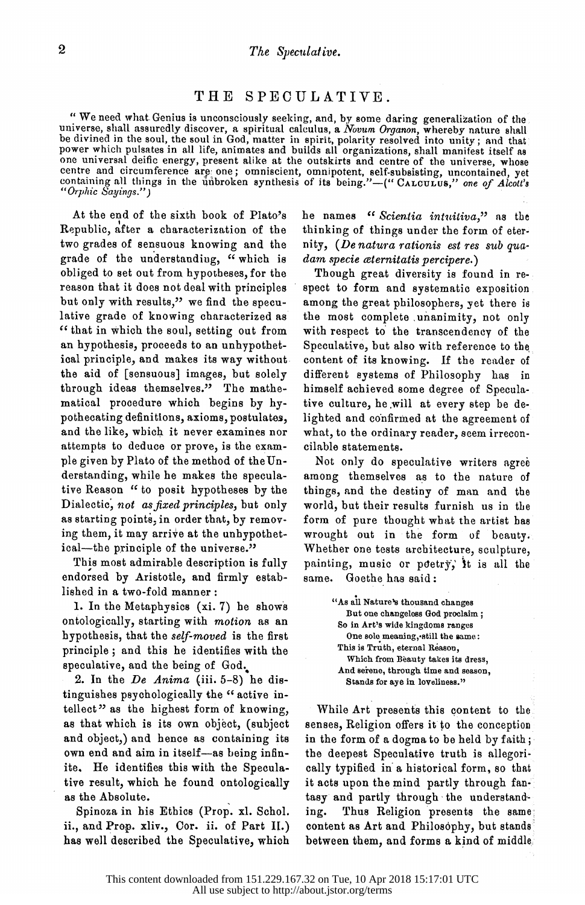# THE SPECULATIVE.

"We need what Genius is unconsciously seeking, and, by some daring generalization of the universe, shall assuredly discover, a spiritual calculus, a *Novum Organon*, whereby nature shall be divined in the soul, the soul in God, matter in spirit, polarity resolved into unity; and that power which pulsates in all life, animates and builds all organizations, shall manifest itself as one universal deific energy, present alike at the outskirts and centre of the universe, whose centre and circumference are one; omniscient, omnipotent, self-subsisting, uncontained, yet containing all things in the unbroken synthesis of its being."—("CALCULUS," *one of Alcott's "Orphic Sayings."*)

At the end of the sixth book of Plato's Republic, after a characterization of the two grades of sensuous knowing and the grade of the understanding, "which is obliged to set out from hypotheses, for the reason that it does not deal with principles but only with results," we find the speculative grade of knowing characterized as "that in which the soul, setting out from an hypothesis, proceeds to an unhypothetical principle, and makes its way without the aid of [sensuous] images, but solely through ideas themselves." The mathematical procedure which begins by hypothecating definitions, axioms, postulates, and the like, which it never examines nor attempts to deduce or prove, is the example given by Plato of the method of the Understanding, while he makes the speculative Reason "to posit hypotheses by the Dialectic, *not as fixed principles*, but only as starting points, in order that, by removing them, it may arrive at the unhypothetical—the principle of the universe."

This most admirable description is fully endorsed by Aristotle, and firmly established in a two-fold manner:

1. In the Metaphysics (xi. 7) he shows ontologically, starting with *motion* as an hypothesis, that the *self-moved* is the first principle; and this he identifies with the speculative, and the being of God.

2. In the *De Anima* (iii. 5–8) he distinguishes psychologically the "active intellect" as the highest form of knowing, as that which is its own object, (subject and object,) and hence as containing its own end and aim in itself—as being infinite. He identifies this with the Speculative result, which he found ontologically as the Absolute.

Spinoza in his Ethics (Prop. xl. Schol. ii., and Prop. xliv., Cor. ii. of Part II.) has well described the Speculative, which he names "*Scientia intuitiva,*" as the thinking of things under the form of eternity, (*De natura rationis est res sub quadam specie æternitatis percipere.*)

Though great diversity is found in respect to form and systematic exposition among the great philosophers, yet there is the most complete unanimity, not only with respect to the transcendency of the Speculative, but also with reference to the content of its knowing. If the reader of different systems of Philosophy has in himself achieved some degree of Speculative culture, he will at every step be delighted and confirmed at the agreement of what, to the ordinary reader, seem irreconcilable statements.

Not only do speculative writers agree among themselves as to the nature of things, and the destiny of man and the world, but their results furnish us in the form of pure thought what the artist has wrought out in the form of beauty. Whether one tests architecture, sculpture, painting, music or poetry, it is all the same. Goethe has said:

> "As all Nature's thousand changes
> But one changeless God proclaim;
> So in Art's wide kingdoms ranges
> One sole meaning, still the same:
> This is Truth, eternal Reason,
> Which from Beauty takes its dress,
> And serene, through time and season,
> Stands for aye in loveliness."

While Art presents this content to the senses, Religion offers it to the conception in the form of a dogma to be held by faith; the deepest Speculative truth is allegorically typified in a historical form, so that it acts upon the mind partly through fantasy and partly through the understanding. Thus Religion presents the same content as Art and Philosophy, but stands between them, and forms a kind of middle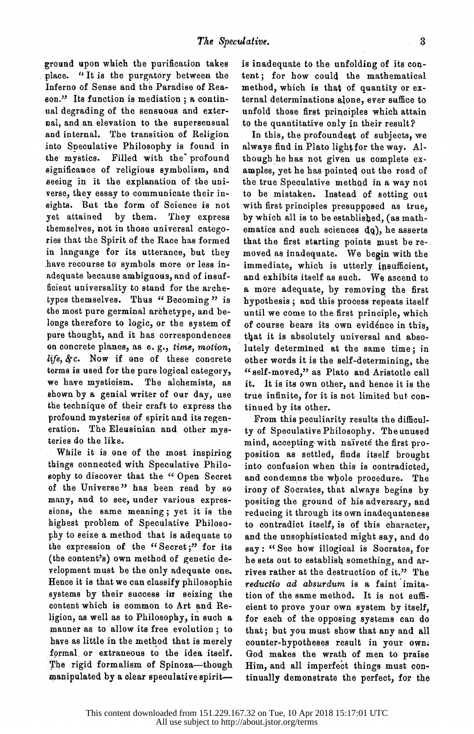ground upon which the purification takes place. "It is the purgatory between the Inferno of Sense and the Paradise of Reason." Its function is mediation; a continual degrading of the sensuous and external, and an elevation to the supersensual and internal. The transition of Religion into Speculative Philosophy is found in the mystics. Filled with the profound significance of religious symbolism, and seeing in it the explanation of the universe, they essay to communicate their insights. But the form of Science is not yet attained by them. They express themselves, not in those universal categories that the Spirit of the Race has formed in language for its utterance, but they have recourse to symbols more or less inadequate because ambiguous, and of insufficient universality to stand for the archetypes themselves. Thus "Becoming" is the most pure germinal archetype, and belongs therefore to logic, or the system of pure thought, and it has correspondences on concrete planes, as e. g., *time, motion, life, &c.* Now if one of these concrete terms is used for the pure logical category, we have mysticism. The alchemists, as shown by a genial writer of our day, use the technique of their craft to express the profound mysteries of spirit and its regeneration. The Eleusinian and other mysteries do the like.

While it is one of the most inspiring things connected with Speculative Philosophy to discover that the "Open Secret of the Universe" has been read by so many, and to see, under various expressions, the same meaning; yet it is the highest problem of Speculative Philosophy to seize a method that is adequate to the expression of the "Secret;" for its (the content's) own method of genetic development must be the only adequate one. Hence it is that we can classify philosophic systems by their success in seizing the content which is common to Art and Religion, as well as to Philosophy, in such a manner as to allow its free evolution; to have as little in the method that is merely formal or extraneous to the idea itself. The rigid formalism of Spinoza—though manipulated by a clear speculative spirit—is inadequate to the unfolding of its content; for how could the mathematical method, which is that of quantity or external determinations alone, ever suffice to unfold those first principles which attain to the quantitative only in their result?

In this, the profoundest of subjects, we always find in Plato light for the way. Although he has not given us complete examples, yet he has pointed out the road of the true Speculative method in a way not to be mistaken. Instead of setting out with first principles presupposed as true, by which all is to be established, (as mathematics and such sciences do), he asserts that the first starting points must be removed as inadequate. We begin with the immediate, which is utterly insufficient, and exhibits itself as such. We ascend to a more adequate, by removing the first hypothesis; and this process repeats itself until we come to the first principle, which of course bears its own evidence in this, that it is absolutely universal and absolutely determined at the same time; in other words it is the self-determining, the "self-moved," as Plato and Aristotle call it. It is its own other, and hence it is the true infinite, for it is not limited but continued by its other.

From this peculiarity results the difficulty of Speculative Philosophy. The unused mind, accepting with naïveté the first proposition as settled, finds itself brought into confusion when this is contradicted, and condemns the whole procedure. The irony of Socrates, that always begins by positing the ground of his adversary, and reducing it through its own inadequateness to contradict itself, is of this character, and the unsophisticated might say, and do say: "See how illogical is Socrates, for he sets out to establish something, and arrives rather at the destruction of it." The *reductio ad absurdum* is a faint imitation of the same method. It is not sufficient to prove your own system by itself, for each of the opposing systems can do that; but you must show that any and all counter-hypotheses result in your own: God makes the wrath of men to praise Him, and all imperfect things must continually demonstrate the perfect, for the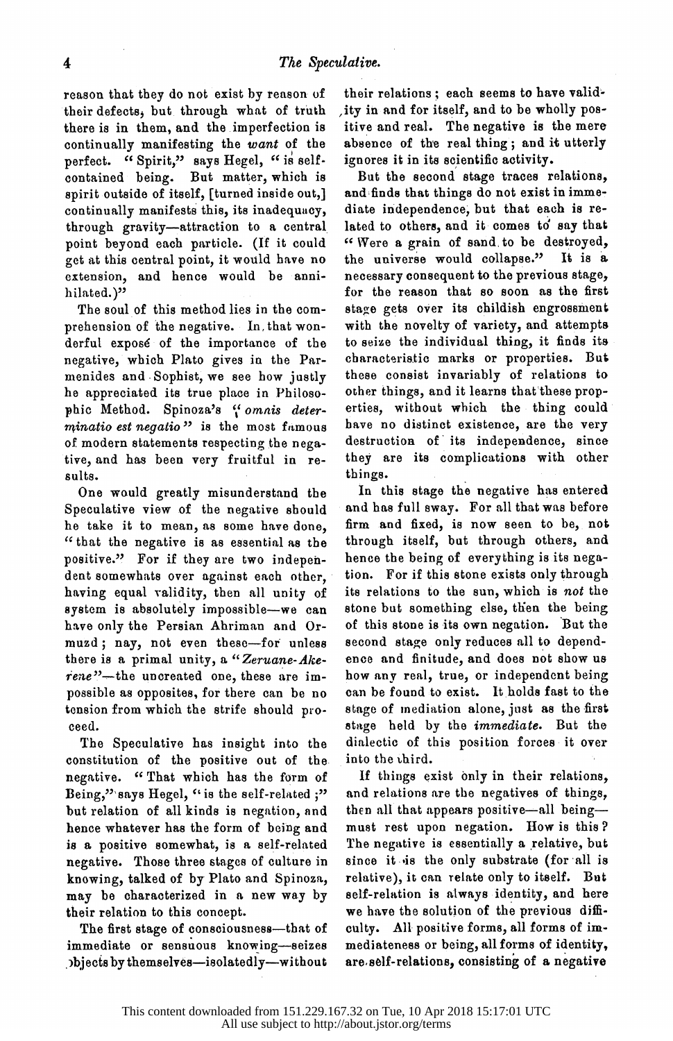reason that they do not exist by reason of their defects, but through what of truth there is in them, and the imperfection is continually manifesting the *want* of the perfect. "Spirit," says Hegel, "is self-contained being. But matter, which is spirit outside of itself, [turned inside out,] continually manifests this, its inadequacy, through gravity—attraction to a central point beyond each particle. (If it could get at this central point, it would have no extension, and hence would be annihilated.)"

The soul of this method lies in the comprehension of the negative. In that wonderful exposé of the importance of the negative, which Plato gives in the Parmenides and Sophist, we see how justly he appreciated its true place in Philosophic Method. Spinoza's "*omnis determinatio est negatio*" is the most famous of modern statements respecting the negative, and has been very fruitful in results.

One would greatly misunderstand the Speculative view of the negative should he take it to mean, as some have done, "that the negative is as essential as the positive." For if they are two independent somewhats over against each other, having equal validity, then all unity of system is absolutely impossible—we can have only the Persian Ahriman and Ormuzd; nay, not even these—for unless there is a primal unity, a "*Zeruane-Akerene*"—the uncreated one, these are impossible as opposites, for there can be no tension from which the strife should proceed.

The Speculative has insight into the constitution of the positive out of the negative. "That which has the form of Being," says Hegel, "is the self-related;" but relation of all kinds is negation, and hence whatever has the form of being and is a positive somewhat, is a self-related negative. Those three stages of culture in knowing, talked of by Plato and Spinoza, may be characterized in a new way by their relation to this concept.

The first stage of consciousness—that of immediate or sensuous knowing—seizes objects by themselves—isolatedly—without their relations; each seems to have validity in and for itself, and to be wholly positive and real. The negative is the mere absence of the real thing; and it utterly ignores it in its scientific activity.

But the second stage traces relations, and finds that things do not exist in immediate independence, but that each is related to others, and it comes to say that "Were a grain of sand to be destroyed, the universe would collapse." It is a necessary consequent to the previous stage, for the reason that so soon as the first stage gets over its childish engrossment with the novelty of variety, and attempts to seize the individual thing, it finds its characteristic marks or properties. But these consist invariably of relations to other things, and it learns that these properties, without which the thing could have no distinct existence, are the very destruction of its independence, since they are its complications with other things.

In this stage the negative has entered and has full sway. For all that was before firm and fixed, is now seen to be, not through itself, but through others, and hence the being of everything is its negation. For if this stone exists only through its relations to the sun, which is *not* the stone but something else, then the being of this stone is its own negation. But the second stage only reduces all to dependence and finitude, and does not show us how any real, true, or independent being can be found to exist. It holds fast to the stage of mediation alone, just as the first stage held by the *immediate*. But the dialectic of this position forces it over into the third.

If things exist only in their relations, and relations are the negatives of things, then all that appears positive—all being—must rest upon negation. How is this? The negative is essentially a relative, but since it is the only substrate (for all is relative), it can relate only to itself. But self-relation is always identity, and here we have the solution of the previous difficulty. All positive forms, all forms of immediateness or being, all forms of identity, are self-relations, consisting of a negative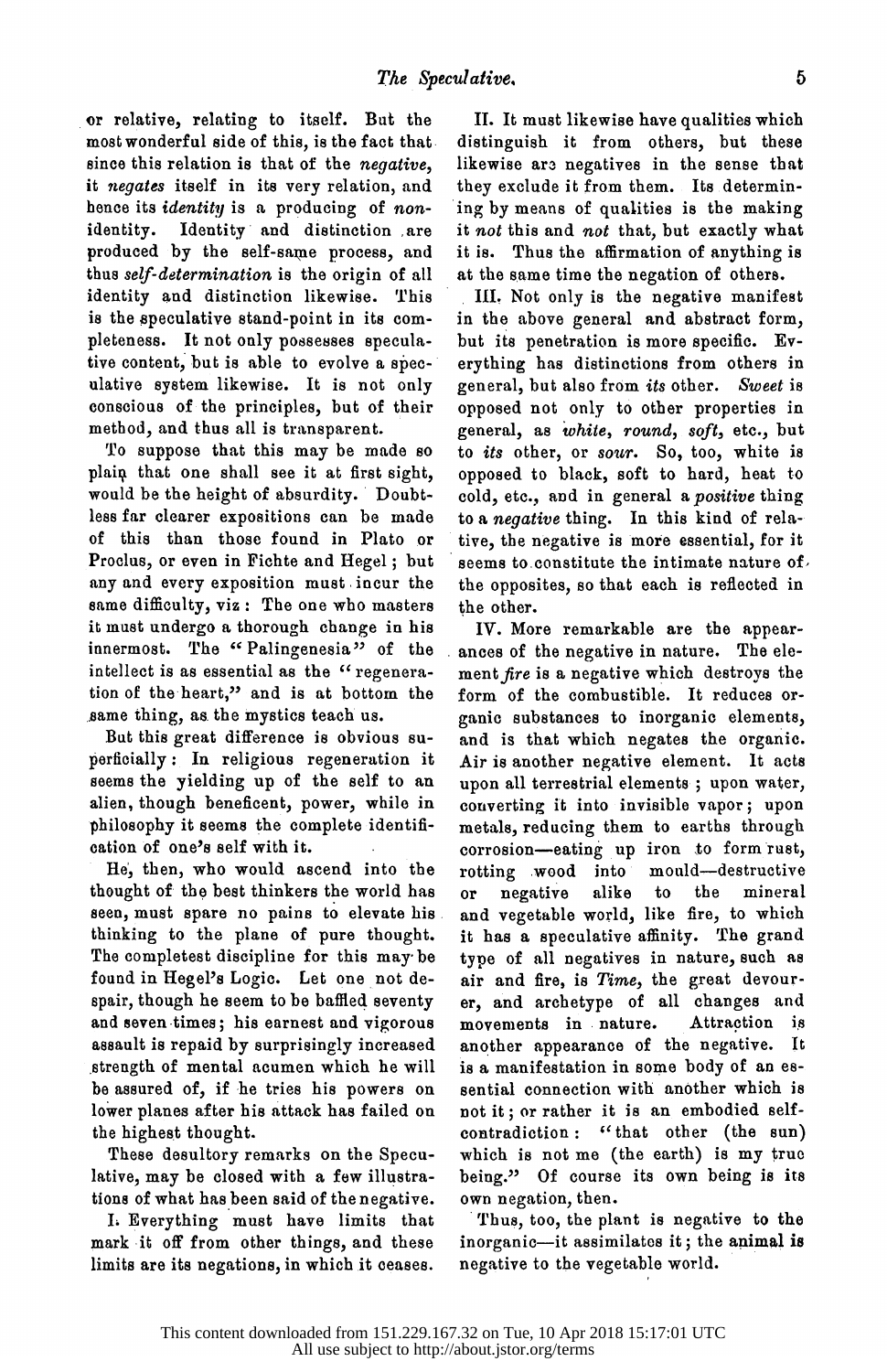or relative, relating to itself. But the most wonderful side of this, is the fact that since this relation is that of the *negative*, it *negates* itself in its very relation, and hence its *identity* is a producing of *non-identity*. Identity and distinction are produced by the self-same process, and thus *self-determination* is the origin of all identity and distinction likewise. This is the speculative stand-point in its completeness. It not only possesses speculative content, but is able to evolve a speculative system likewise. It is not only conscious of the principles, but of their method, and thus all is transparent.

To suppose that this may be made so plain that one shall see it at first sight, would be the height of absurdity. Doubtless far clearer expositions can be made of this than those found in Plato or Proclus, or even in Fichte and Hegel; but any and every exposition must incur the same difficulty, viz: The one who masters it must undergo a thorough change in his innermost. The "Palingenesia" of the intellect is as essential as the "regeneration of the heart," and is at bottom the same thing, as the mystics teach us.

But this great difference is obvious superficially: In religious regeneration it seems the yielding up of the self to an alien, though beneficent, power, while in philosophy it seems the complete identification of one's self with it.

He, then, who would ascend into the thought of the best thinkers the world has seen, must spare no pains to elevate his thinking to the plane of pure thought. The completest discipline for this may be found in Hegel's Logic. Let one not despair, though he seem to be baffled seventy and seven times; his earnest and vigorous assault is repaid by surprisingly increased strength of mental acumen which he will be assured of, if he tries his powers on lower planes after his attack has failed on the highest thought.

These desultory remarks on the Speculative, may be closed with a few illustrations of what has been said of the negative.

I. Everything must have limits that mark it off from other things, and these limits are its negations, in which it ceases.

II. It must likewise have qualities which distinguish it from others, but these likewise are negatives in the sense that they exclude it from them. Its determining by means of qualities is the making it *not* this and *not* that, but exactly what it is. Thus the affirmation of anything is at the same time the negation of others.

III. Not only is the negative manifest in the above general and abstract form, but its penetration is more specific. Everything has distinctions from others in general, but also from *its* other. *Sweet* is opposed not only to other properties in general, as *white*, *round*, *soft*, etc., but to *its* other, or *sour*. So, too, white is opposed to black, soft to hard, heat to cold, etc., and in general a *positive* thing to a *negative* thing. In this kind of relative, the negative is more essential, for it seems to constitute the intimate nature of the opposites, so that each is reflected in the other.

IV. More remarkable are the appearances of the negative in nature. The element *fire* is a negative which destroys the form of the combustible. It reduces organic substances to inorganic elements, and is that which negates the organic. Air is another negative element. It acts upon all terrestrial elements; upon water, converting it into invisible vapor; upon metals, reducing them to earths through corrosion—eating up iron to form rust, rotting wood into mould—destructive or negative alike to the mineral and vegetable world, like fire, to which it has a speculative affinity. The grand type of all negatives in nature, such as air and fire, is *Time*, the great devourer, and archetype of all changes and movements in nature. Attraction is another appearance of the negative. It is a manifestation in some body of an essential connection with another which is not it; or rather it is an embodied self-contradiction: "that other (the sun) which is not me (the earth) is my true being." Of course its own being is its own negation, then.

Thus, too, the plant is negative to the inorganic—it assimilates it; the animal is negative to the vegetable world.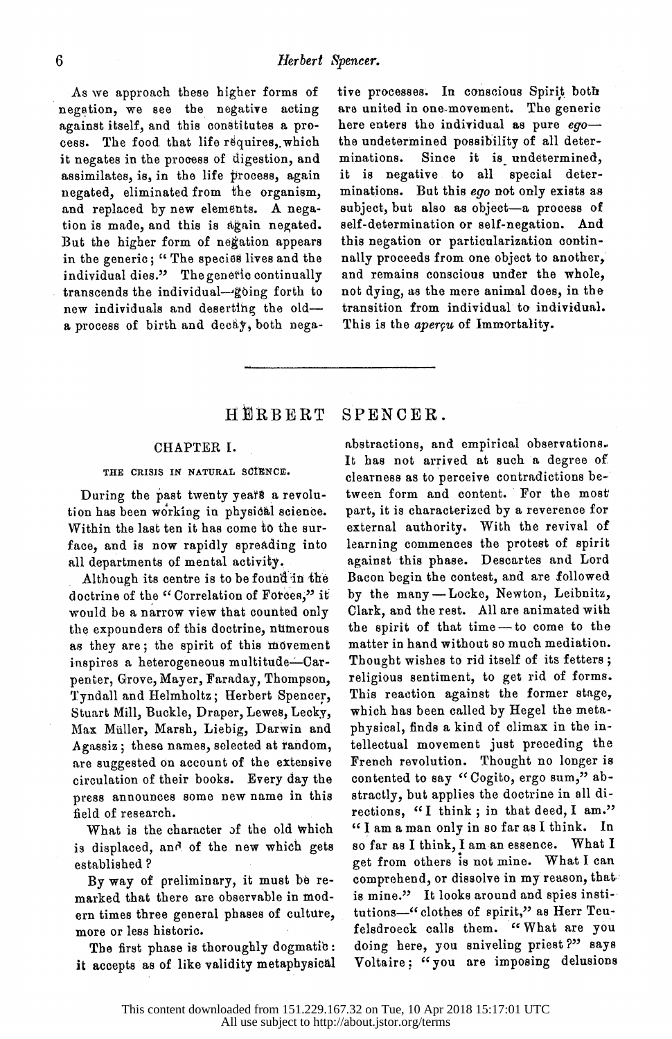As we approach these higher forms of negation, we see the negative acting against itself, and this constitutes a process. The food that life requires, which it negates in the process of digestion, and assimilates, is, in the life process, again negated, eliminated from the organism, and replaced by new elements. A negation is made, and this is again negated. But the higher form of negation appears in the generic; "The species lives and the individual dies." The generic continually transcends the individual—going forth to new individuals and deserting the old—a process of birth and decay, both negative processes. In conscious Spirit both are united in one movement. The generic here enters the individual as pure *ego*—the undetermined possibility of all determinations. Since it is undetermined, it is negative to all special determinations. But this *ego* not only exists as subject, but also as object—a process of self-determination or self-negation. And this negation or particularization continually proceeds from one object to another, and remains conscious under the whole, not dying, as the mere animal does, in the transition from individual to individual. This is the *aperçu* of Immortality.

---

# HERBERT SPENCER.

## CHAPTER I.

### THE CRISIS IN NATURAL SCIENCE.

During the past twenty years a revolution has been working in physical science. Within the last ten it has come to the surface, and is now rapidly spreading into all departments of mental activity.

Although its centre is to be found in the doctrine of the "Correlation of Forces," it would be a narrow view that counted only the expounders of this doctrine, numerous as they are; the spirit of this movement inspires a heterogeneous multitude—Carpenter, Grove, Mayer, Faraday, Thompson, Tyndall and Helmholtz; Herbert Spencer, Stuart Mill, Buckle, Draper, Lewes, Lecky, Max Müller, Marsh, Liebig, Darwin and Agassiz; these names, selected at random, are suggested on account of the extensive circulation of their books. Every day the press announces some new name in this field of research.

What is the character of the old which is displaced, and of the new which gets established?

By way of preliminary, it must be remarked that there are observable in modern times three general phases of culture, more or less historic.

The first phase is thoroughly dogmatic: it accepts as of like validity metaphysical abstractions, and empirical observations. It has not arrived at such a degree of clearness as to perceive contradictions between form and content. For the most part, it is characterized by a reverence for external authority. With the revival of learning commences the protest of spirit against this phase. Descartes and Lord Bacon begin the contest, and are followed by the many—Locke, Newton, Leibnitz, Clark, and the rest. All are animated with the spirit of that time—to come to the matter in hand without so much mediation. Thought wishes to rid itself of its fetters; religious sentiment, to get rid of forms. This reaction against the former stage, which has been called by Hegel the metaphysical, finds a kind of climax in the intellectual movement just preceding the French revolution. Thought no longer is contented to say "Cogito, ergo sum," abstractly, but applies the doctrine in all directions, "I think; in that deed, I am." "I am a man only in so far as I think. In so far as I think, I am an essence. What I get from others is not mine. What I can comprehend, or dissolve in my reason, that is mine." It looks around and spies institutions—"clothes of spirit," as Herr Teufelsdroeck calls them. "What are you doing here, you sniveling priest?" says Voltaire; "you are imposing delusions